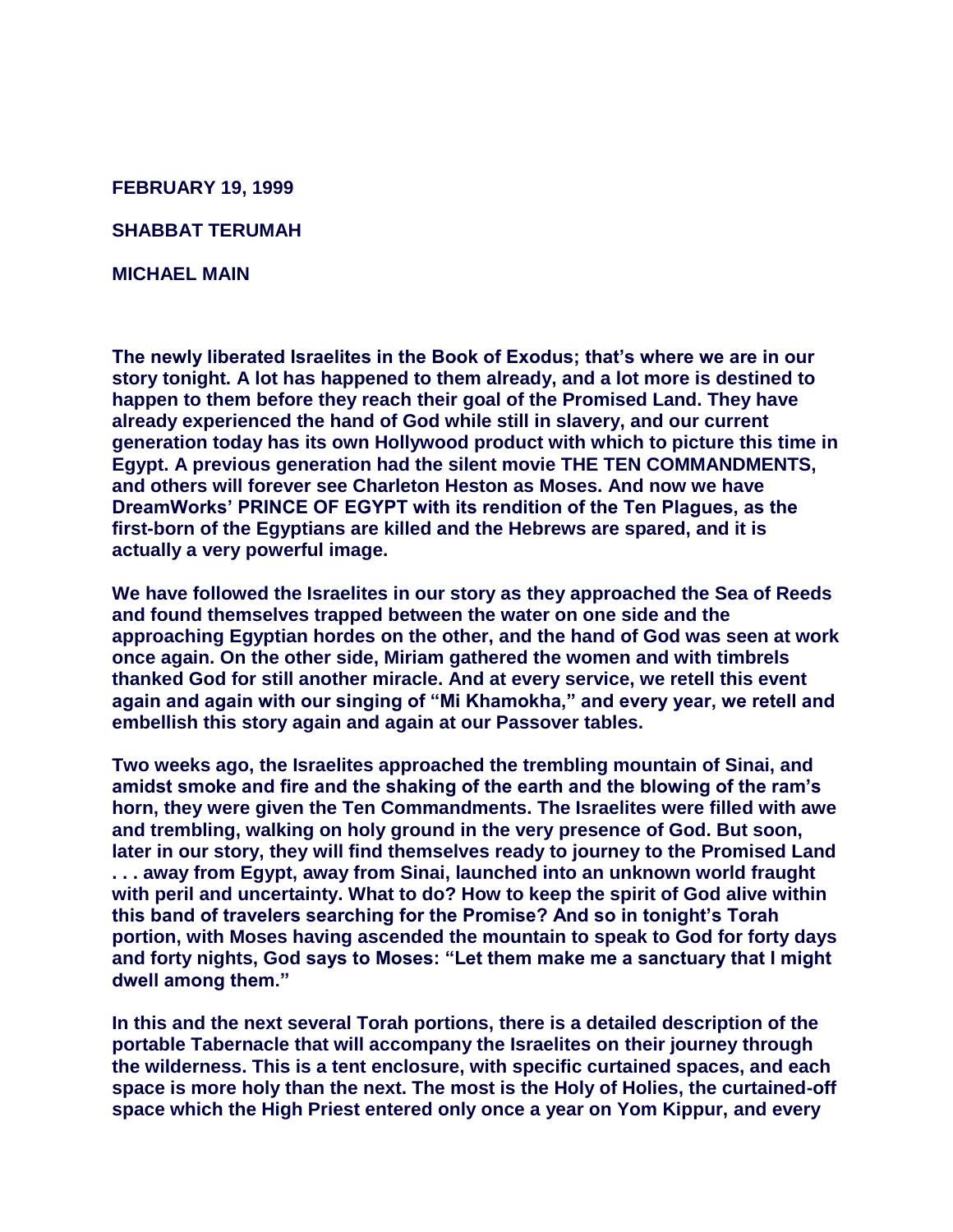**FEBRUARY 19, 1999**

**SHABBAT TERUMAH**

**MICHAEL MAIN**

**The newly liberated Israelites in the Book of Exodus; that's where we are in our story tonight. A lot has happened to them already, and a lot more is destined to happen to them before they reach their goal of the Promised Land. They have already experienced the hand of God while still in slavery, and our current generation today has its own Hollywood product with which to picture this time in Egypt. A previous generation had the silent movie THE TEN COMMANDMENTS, and others will forever see Charleton Heston as Moses. And now we have DreamWorks' PRINCE OF EGYPT with its rendition of the Ten Plagues, as the first-born of the Egyptians are killed and the Hebrews are spared, and it is actually a very powerful image.**

**We have followed the Israelites in our story as they approached the Sea of Reeds and found themselves trapped between the water on one side and the approaching Egyptian hordes on the other, and the hand of God was seen at work once again. On the other side, Miriam gathered the women and with timbrels thanked God for still another miracle. And at every service, we retell this event again and again with our singing of "Mi Khamokha," and every year, we retell and embellish this story again and again at our Passover tables.**

**Two weeks ago, the Israelites approached the trembling mountain of Sinai, and amidst smoke and fire and the shaking of the earth and the blowing of the ram's horn, they were given the Ten Commandments. The Israelites were filled with awe and trembling, walking on holy ground in the very presence of God. But soon, later in our story, they will find themselves ready to journey to the Promised Land . . . away from Egypt, away from Sinai, launched into an unknown world fraught with peril and uncertainty. What to do? How to keep the spirit of God alive within this band of travelers searching for the Promise? And so in tonight's Torah portion, with Moses having ascended the mountain to speak to God for forty days and forty nights, God says to Moses: "Let them make me a sanctuary that I might dwell among them."**

**In this and the next several Torah portions, there is a detailed description of the portable Tabernacle that will accompany the Israelites on their journey through the wilderness. This is a tent enclosure, with specific curtained spaces, and each space is more holy than the next. The most is the Holy of Holies, the curtained-off space which the High Priest entered only once a year on Yom Kippur, and every**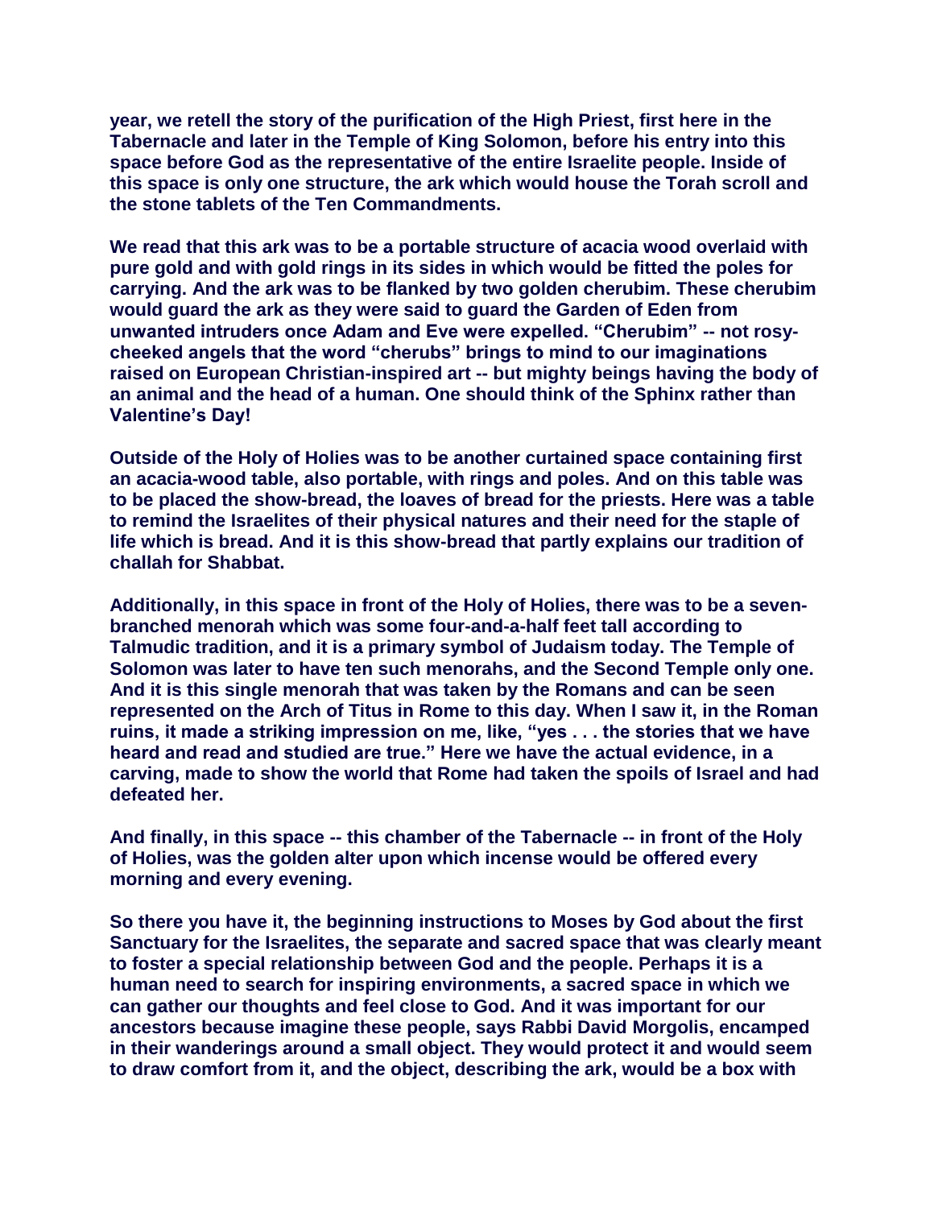**year, we retell the story of the purification of the High Priest, first here in the Tabernacle and later in the Temple of King Solomon, before his entry into this space before God as the representative of the entire Israelite people. Inside of this space is only one structure, the ark which would house the Torah scroll and the stone tablets of the Ten Commandments.**

**We read that this ark was to be a portable structure of acacia wood overlaid with pure gold and with gold rings in its sides in which would be fitted the poles for carrying. And the ark was to be flanked by two golden cherubim. These cherubim would guard the ark as they were said to guard the Garden of Eden from unwanted intruders once Adam and Eve were expelled. "Cherubim" -- not rosy-cheeked angels that the word "cherubs" brings to mind to our imaginations raised on European Christian-inspired art -- but mighty beings having the body of an animal and the head of a human. One should think of the Sphinx rather than Valentine's Day!**

**Outside of the Holy of Holies was to be another curtained space containing first an acacia-wood table, also portable, with rings and poles. And on this table was to be placed the show-bread, the loaves of bread for the priests. Here was a table to remind the Israelites of their physical natures and their need for the staple of life which is bread. And it is this show-bread that partly explains our tradition of challah for Shabbat.**

**Additionally, in this space in front of the Holy of Holies, there was to be a seven-branched menorah which was some four-and-a-half feet tall according to Talmudic tradition, and it is a primary symbol of Judaism today. The Temple of Solomon was later to have ten such menorahs, and the Second Temple only one. And it is this single menorah that was taken by the Romans and can be seen represented on the Arch of Titus in Rome to this day. When I saw it, in the Roman ruins, it made a striking impression on me, like, "yes . . . the stories that we have heard and read and studied are true." Here we have the actual evidence, in a carving, made to show the world that Rome had taken the spoils of Israel and had defeated her.**

**And finally, in this space -- this chamber of the Tabernacle -- in front of the Holy of Holies, was the golden alter upon which incense would be offered every morning and every evening.**

**So there you have it, the beginning instructions to Moses by God about the first Sanctuary for the Israelites, the separate and sacred space that was clearly meant to foster a special relationship between God and the people. Perhaps it is a human need to search for inspiring environments, a sacred space in which we can gather our thoughts and feel close to God. And it was important for our ancestors because imagine these people, says Rabbi David Morgolis, encamped in their wanderings around a small object. They would protect it and would seem to draw comfort from it, and the object, describing the ark, would be a box with**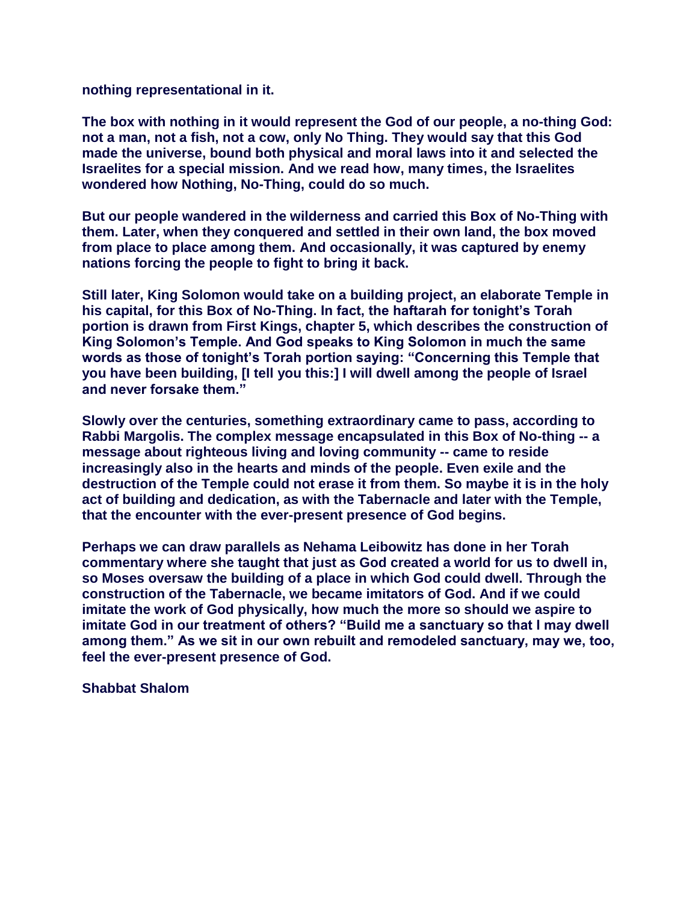**nothing representational in it.**

**The box with nothing in it would represent the God of our people, a no-thing God: not a man, not a fish, not a cow, only No Thing. They would say that this God made the universe, bound both physical and moral laws into it and selected the Israelites for a special mission. And we read how, many times, the Israelites wondered how Nothing, No-Thing, could do so much.**

**But our people wandered in the wilderness and carried this Box of No-Thing with them. Later, when they conquered and settled in their own land, the box moved from place to place among them. And occasionally, it was captured by enemy nations forcing the people to fight to bring it back.**

**Still later, King Solomon would take on a building project, an elaborate Temple in his capital, for this Box of No-Thing. In fact, the haftarah for tonight's Torah portion is drawn from First Kings, chapter 5, which describes the construction of King Solomon's Temple. And God speaks to King Solomon in much the same words as those of tonight's Torah portion saying: "Concerning this Temple that you have been building, [I tell you this:] I will dwell among the people of Israel and never forsake them."**

**Slowly over the centuries, something extraordinary came to pass, according to Rabbi Margolis. The complex message encapsulated in this Box of No-thing -- a message about righteous living and loving community -- came to reside increasingly also in the hearts and minds of the people. Even exile and the destruction of the Temple could not erase it from them. So maybe it is in the holy act of building and dedication, as with the Tabernacle and later with the Temple, that the encounter with the ever-present presence of God begins.**

**Perhaps we can draw parallels as Nehama Leibowitz has done in her Torah commentary where she taught that just as God created a world for us to dwell in, so Moses oversaw the building of a place in which God could dwell. Through the construction of the Tabernacle, we became imitators of God. And if we could imitate the work of God physically, how much the more so should we aspire to imitate God in our treatment of others? "Build me a sanctuary so that I may dwell among them." As we sit in our own rebuilt and remodeled sanctuary, may we, too, feel the ever-present presence of God.**

**Shabbat Shalom**